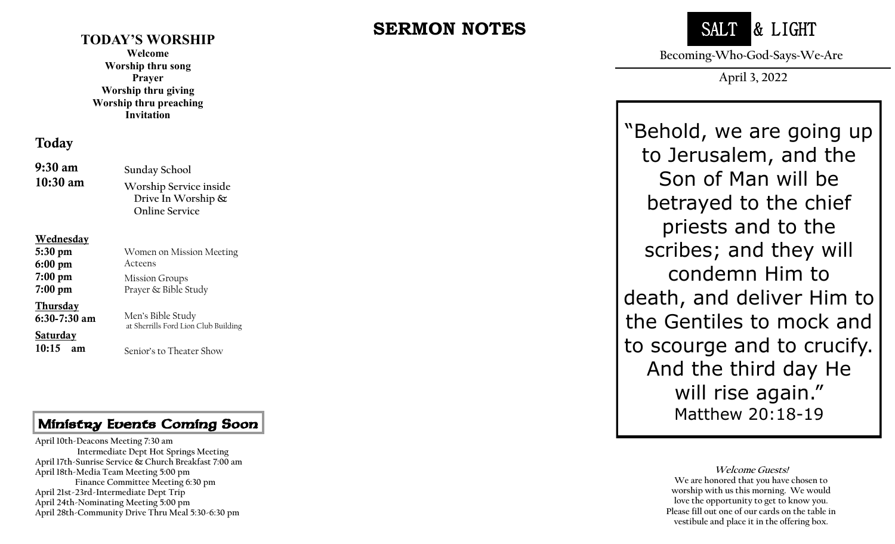## TODAY'S WORSHIP

**Welcome**
**Worship thru song**
**Prayer**
**Worship thru giving**
**Worship thru preaching**
**Invitation**

## Today

| | |
|---|---|
| **9:30 am** | Sunday School |
| **10:30 am** | Worship Service inside Drive In Worship & Online Service |

**Wednesday**

| | |
|---|---|
| **5:30 pm** | Women on Mission Meeting |
| **6:00 pm** | Acteens |
| **7:00 pm** | Mission Groups |
| **7:00 pm** | Prayer & Bible Study |

**Thursday**

| | |
|---|---|
| **6:30-7:30 am** | Men's Bible Study at Sherrills Ford Lion Club Building |

**Saturday**

| | |
|---|---|
| **10:15 am** | Senior's to Theater Show |

## Ministry Events Coming Soon

April 10th-Deacons Meeting 7:30 am
Intermediate Dept Hot Springs Meeting
April 17th-Sunrise Service & Church Breakfast 7:00 am
April 18th-Media Team Meeting 5:00 pm
Finance Committee Meeting 6:30 pm
April 21st-23rd-Intermediate Dept Trip
April 24th-Nominating Meeting 5:00 pm
April 28th-Community Drive Thru Meal 5:30-6:30 pm

# SERMON NOTES

# SALT & LIGHT

Becoming-Who-God-Says-We-Are

April 3, 2022

"Behold, we are going up to Jerusalem, and the Son of Man will be betrayed to the chief priests and to the scribes; and they will condemn Him to death, and deliver Him to the Gentiles to mock and to scourge and to crucify. And the third day He will rise again."
Matthew 20:18-19

**Welcome Guests!**

We are honored that you have chosen to worship with us this morning. We would love the opportunity to get to know you. Please fill out one of our cards on the table in vestibule and place it in the offering box.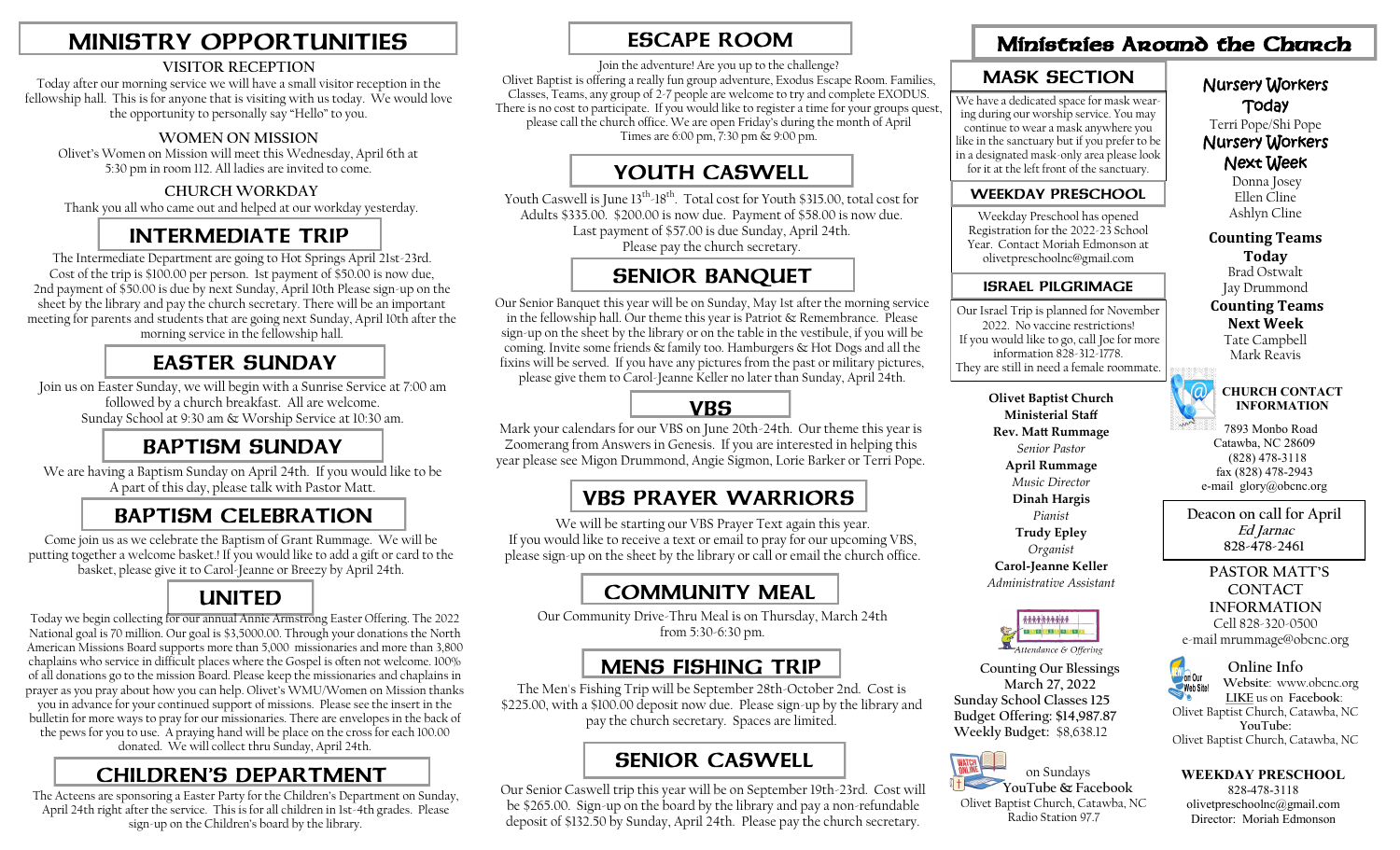# MINISTRY OPPORTUNITIES

### VISITOR RECEPTION

Today after our morning service we will have a small visitor reception in the fellowship hall. This is for anyone that is visiting with us today. We would love the opportunity to personally say "Hello" to you.

### WOMEN ON MISSION

Olivet's Women on Mission will meet this Wednesday, April 6th at 5:30 pm in room 112. All ladies are invited to come.

### CHURCH WORKDAY

Thank you all who came out and helped at our workday yesterday.

## INTERMEDIATE TRIP

The Intermediate Department are going to Hot Springs April 21st-23rd. Cost of the trip is $100.00 per person. 1st payment of $50.00 is now due, 2nd payment of $50.00 is due by next Sunday, April 10th Please sign-up on the sheet by the library and pay the church secretary. There will be an important meeting for parents and students that are going next Sunday, April 10th after the morning service in the fellowship hall.

## EASTER SUNDAY

Join us on Easter Sunday, we will begin with a Sunrise Service at 7:00 am followed by a church breakfast. All are welcome. Sunday School at 9:30 am & Worship Service at 10:30 am.

## BAPTISM SUNDAY

We are having a Baptism Sunday on April 24th. If you would like to be A part of this day, please talk with Pastor Matt.

## BAPTISM CELEBRATION

Come join us as we celebrate the Baptism of Grant Rummage. We will be putting together a welcome basket.! If you would like to add a gift or card to the basket, please give it to Carol-Jeanne or Breezy by April 24th.

## UNITED

Today we begin collecting for our annual Annie Armstrong Easter Offering. The 2022 National goal is 70 million. Our goal is $3,5000.00. Through your donations the North American Missions Board supports more than 5,000 missionaries and more than 3,800 chaplains who service in difficult places where the Gospel is often not welcome. 100% of all donations go to the mission Board. Please keep the missionaries and chaplains in prayer as you pray about how you can help. Olivet's WMU/Women on Mission thanks you in advance for your continued support of missions. Please see the insert in the bulletin for more ways to pray for our missionaries. There are envelopes in the back of the pews for you to use. A praying hand will be place on the cross for each 100.00 donated. We will collect thru Sunday, April 24th.

## CHILDREN'S DEPARTMENT

The Acteens are sponsoring a Easter Party for the Children's Department on Sunday, April 24th right after the service. This is for all children in 1st-4th grades. Please sign-up on the Children's board by the library.

## ESCAPE ROOM

Join the adventure! Are you up to the challenge? Olivet Baptist is offering a really fun group adventure, Exodus Escape Room. Families, Classes, Teams, any group of 2-7 people are welcome to try and complete EXODUS. There is no cost to participate. If you would like to register a time for your groups quest, please call the church office. We are open Friday's during the month of April Times are 6:00 pm, 7:30 pm & 9:00 pm.

## YOUTH CASWELL

Youth Caswell is June 13th-18th. Total cost for Youth $315.00, total cost for Adults $335.00. $200.00 is now due. Payment of $58.00 is now due. Last payment of $57.00 is due Sunday, April 24th. Please pay the church secretary.

## SENIOR BANQUET

Our Senior Banquet this year will be on Sunday, May 1st after the morning service in the fellowship hall. Our theme this year is Patriot & Remembrance. Please sign-up on the sheet by the library or on the table in the vestibule, if you will be coming. Invite some friends & family too. Hamburgers & Hot Dogs and all the fixins will be served. If you have any pictures from the past or military pictures, please give them to Carol-Jeanne Keller no later than Sunday, April 24th.

## VBS

Mark your calendars for our VBS on June 20th-24th. Our theme this year is Zoomerang from Answers in Genesis. If you are interested in helping this year please see Migon Drummond, Angie Sigmon, Lorie Barker or Terri Pope.

## VBS PRAYER WARRIORS

We will be starting our VBS Prayer Text again this year. If you would like to receive a text or email to pray for our upcoming VBS, please sign-up on the sheet by the library or call or email the church office.

## COMMUNITY MEAL

Our Community Drive-Thru Meal is on Thursday, March 24th from 5:30-6:30 pm.

## MENS FISHING TRIP

The Men's Fishing Trip will be September 28th-October 2nd. Cost is $225.00, with a $100.00 deposit now due. Please sign-up by the library and pay the church secretary. Spaces are limited.

## SENIOR CASWELL

Our Senior Caswell trip this year will be on September 19th-23rd. Cost will be $265.00. Sign-up on the board by the library and pay a non-refundable deposit of $132.50 by Sunday, April 24th. Please pay the church secretary.

# Ministries Around the Church

## MASK SECTION

We have a dedicated space for mask wearing during our worship service. You may continue to wear a mask anywhere you like in the sanctuary but if you prefer to be in a designated mask-only area please look for it at the left front of the sanctuary.

## WEEKDAY PRESCHOOL

Weekday Preschool has opened Registration for the 2022-23 School Year. Contact Moriah Edmonson at olivetpreschoolnc@gmail.com

## ISRAEL PILGRIMAGE

Our Israel Trip is planned for November 2022. No vaccine restrictions! If you would like to go, call Joe for more information 828-312-1778. They are still in need a female roommate.

**Olivet Baptist Church Ministerial Staff**

**Rev. Matt Rummage**
*Senior Pastor*

**April Rummage**
*Music Director*

**Dinah Hargis**
*Pianist*

**Trudy Epley**
*Organist*

**Carol-Jeanne Keller**
*Administrative Assistant*

*Attendance & Offering*

Counting Our Blessings
March 27, 2022
Sunday School Classes 125
Budget Offering: $14,987.87
Weekly Budget: $8,638.12

WATCH ONLINE on Sundays
YouTube & Facebook
Olivet Baptist Church, Catawba, NC
Radio Station 97.7

### Nursery Workers Today

Terri Pope/Shi Pope

### Nursery Workers Next Week

Donna Josey
Ellen Cline
Ashlyn Cline

**Counting Teams Today**

Brad Ostwalt
Jay Drummond

**Counting Teams Next Week**

Tate Campbell
Mark Reavis

**CHURCH CONTACT INFORMATION**

7893 Monbo Road
Catawba, NC 28609
(828) 478-3118
fax (828) 478-2943
e-mail glory@obcnc.org

Deacon on call for April
*Ed Jarnac*
828-478-2461

PASTOR MATT'S CONTACT INFORMATION
Cell 828-320-0500
e-mail mrummage@obcnc.org

Online Info
Website: www.obcnc.org
LIKE us on Facebook:
Olivet Baptist Church, Catawba, NC
YouTube:
Olivet Baptist Church, Catawba, NC

**WEEKDAY PRESCHOOL**
828-478-3118
olivetpreschoolnc@gmail.com
Director: Moriah Edmonson